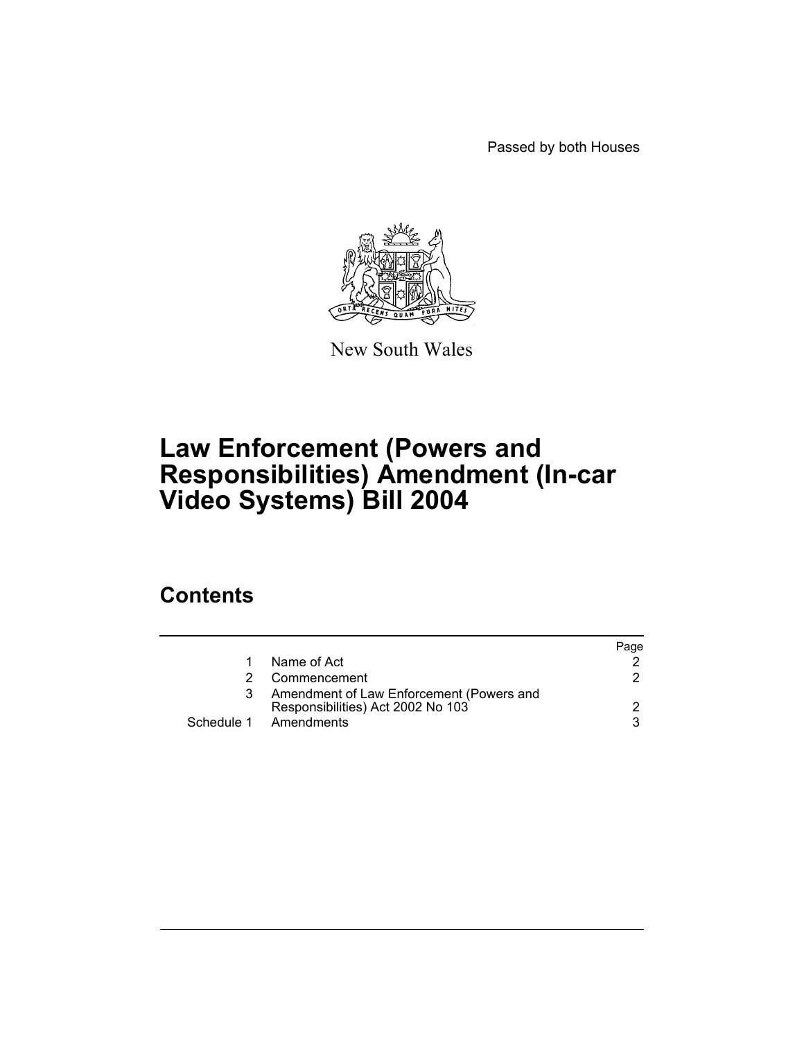Passed by both Houses

New South Wales

# Law Enforcement (Powers and Responsibilities) Amendment (In-car Video Systems) Bill 2004

## Contents

| | | Page |
|---|---|---|
| 1 | Name of Act | 2 |
| 2 | Commencement | 2 |
| 3 | Amendment of Law Enforcement (Powers and Responsibilities) Act 2002 No 103 | 2 |
| Schedule 1 | Amendments | 3 |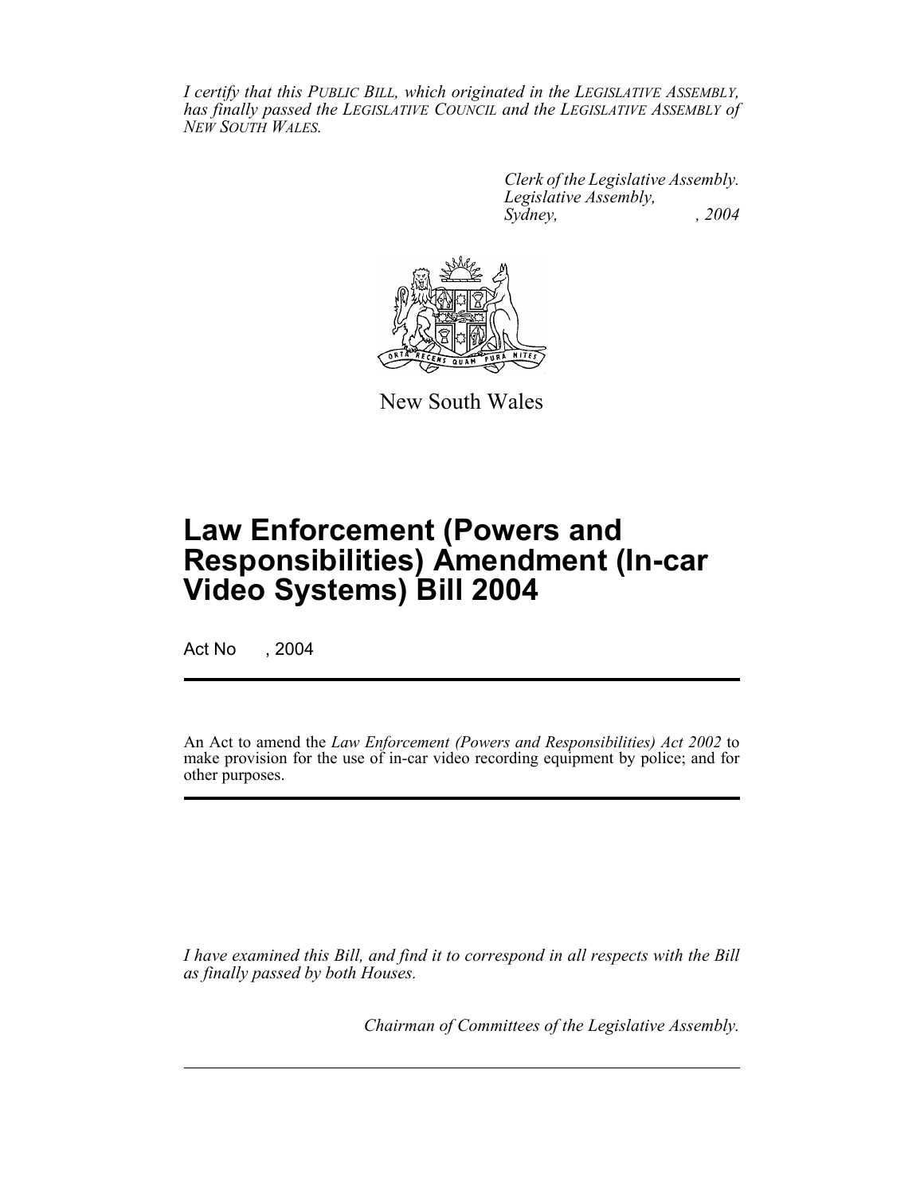*I certify that this PUBLIC BILL, which originated in the LEGISLATIVE ASSEMBLY, has finally passed the LEGISLATIVE COUNCIL and the LEGISLATIVE ASSEMBLY of NEW SOUTH WALES.*

*Clerk of the Legislative Assembly.*
*Legislative Assembly,*
*Sydney, , 2004*

New South Wales

# Law Enforcement (Powers and Responsibilities) Amendment (In-car Video Systems) Bill 2004

Act No , 2004

An Act to amend the *Law Enforcement (Powers and Responsibilities) Act 2002* to make provision for the use of in-car video recording equipment by police; and for other purposes.

*I have examined this Bill, and find it to correspond in all respects with the Bill as finally passed by both Houses.*

*Chairman of Committees of the Legislative Assembly.*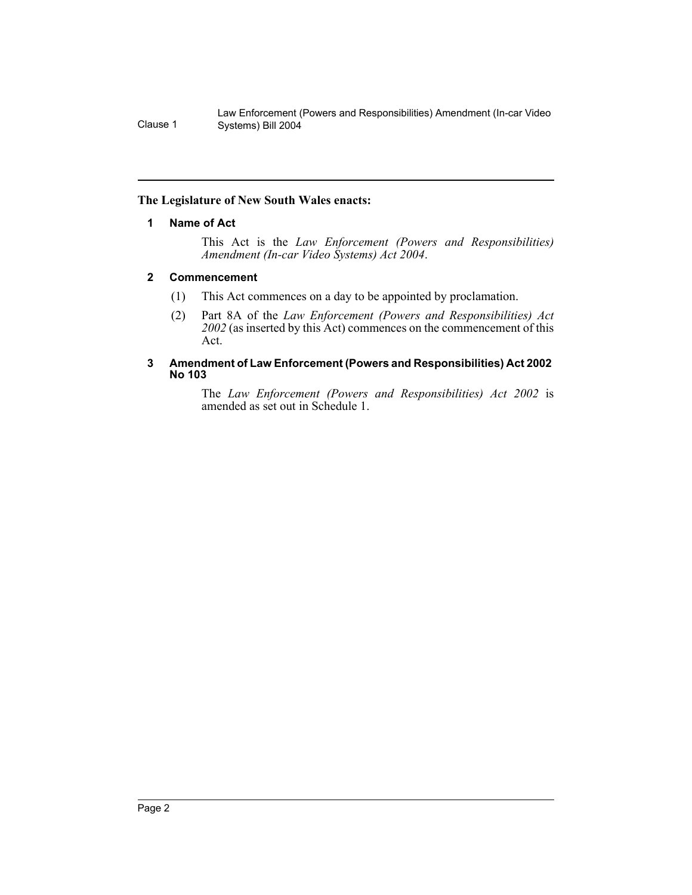**The Legislature of New South Wales enacts:**

### 1 Name of Act

This Act is the *Law Enforcement (Powers and Responsibilities) Amendment (In-car Video Systems) Act 2004*.

### 2 Commencement

(1) This Act commences on a day to be appointed by proclamation.

(2) Part 8A of the *Law Enforcement (Powers and Responsibilities) Act 2002* (as inserted by this Act) commences on the commencement of this Act.

### 3 Amendment of Law Enforcement (Powers and Responsibilities) Act 2002 No 103

The *Law Enforcement (Powers and Responsibilities) Act 2002* is amended as set out in Schedule 1.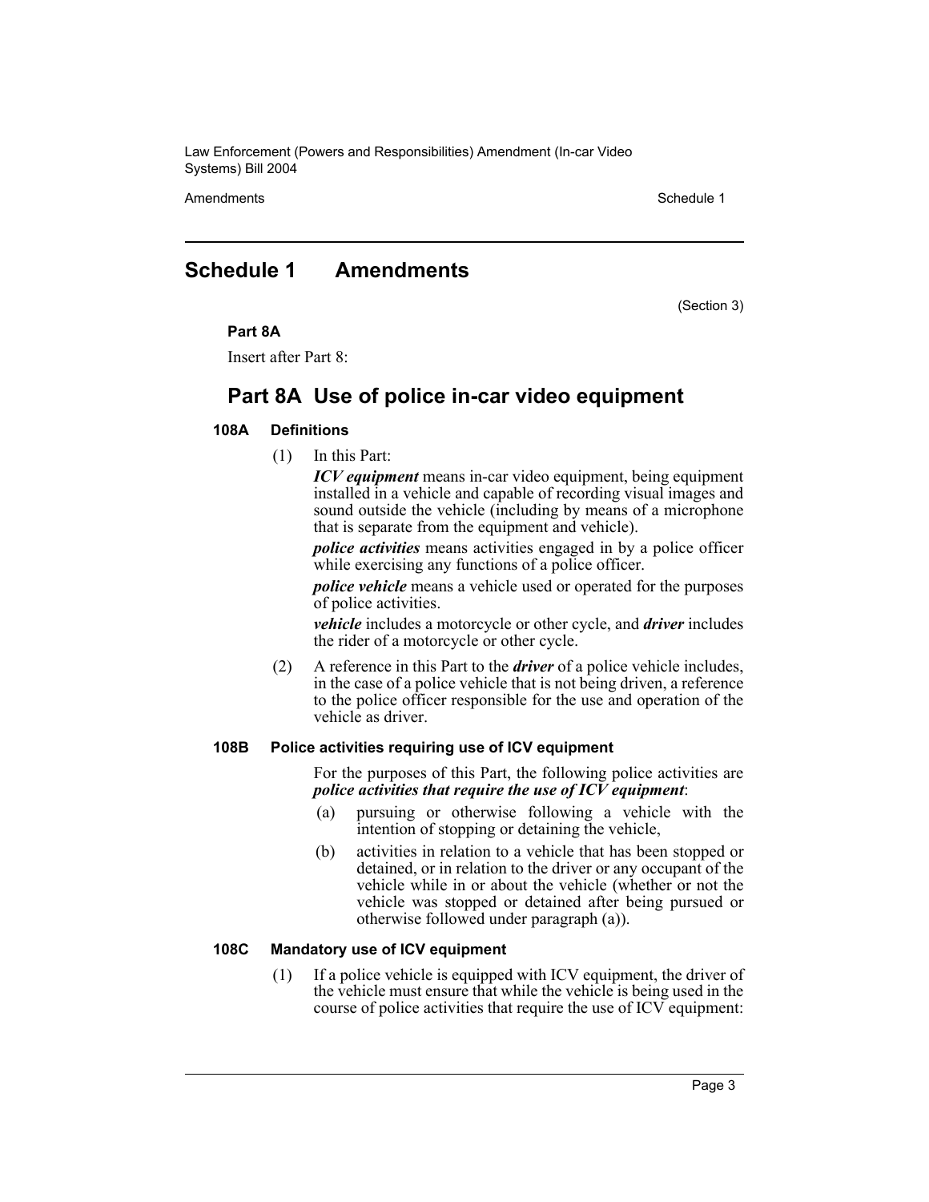# Schedule 1 Amendments

(Section 3)

**Part 8A**

Insert after Part 8:

## Part 8A Use of police in-car video equipment

### 108A Definitions

(1) In this Part:

***ICV equipment*** means in-car video equipment, being equipment installed in a vehicle and capable of recording visual images and sound outside the vehicle (including by means of a microphone that is separate from the equipment and vehicle).

***police activities*** means activities engaged in by a police officer while exercising any functions of a police officer.

***police vehicle*** means a vehicle used or operated for the purposes of police activities.

***vehicle*** includes a motorcycle or other cycle, and ***driver*** includes the rider of a motorcycle or other cycle.

(2) A reference in this Part to the ***driver*** of a police vehicle includes, in the case of a police vehicle that is not being driven, a reference to the police officer responsible for the use and operation of the vehicle as driver.

### 108B Police activities requiring use of ICV equipment

For the purposes of this Part, the following police activities are ***police activities that require the use of ICV equipment***:

(a) pursuing or otherwise following a vehicle with the intention of stopping or detaining the vehicle,

(b) activities in relation to a vehicle that has been stopped or detained, or in relation to the driver or any occupant of the vehicle while in or about the vehicle (whether or not the vehicle was stopped or detained after being pursued or otherwise followed under paragraph (a)).

### 108C Mandatory use of ICV equipment

(1) If a police vehicle is equipped with ICV equipment, the driver of the vehicle must ensure that while the vehicle is being used in the course of police activities that require the use of ICV equipment: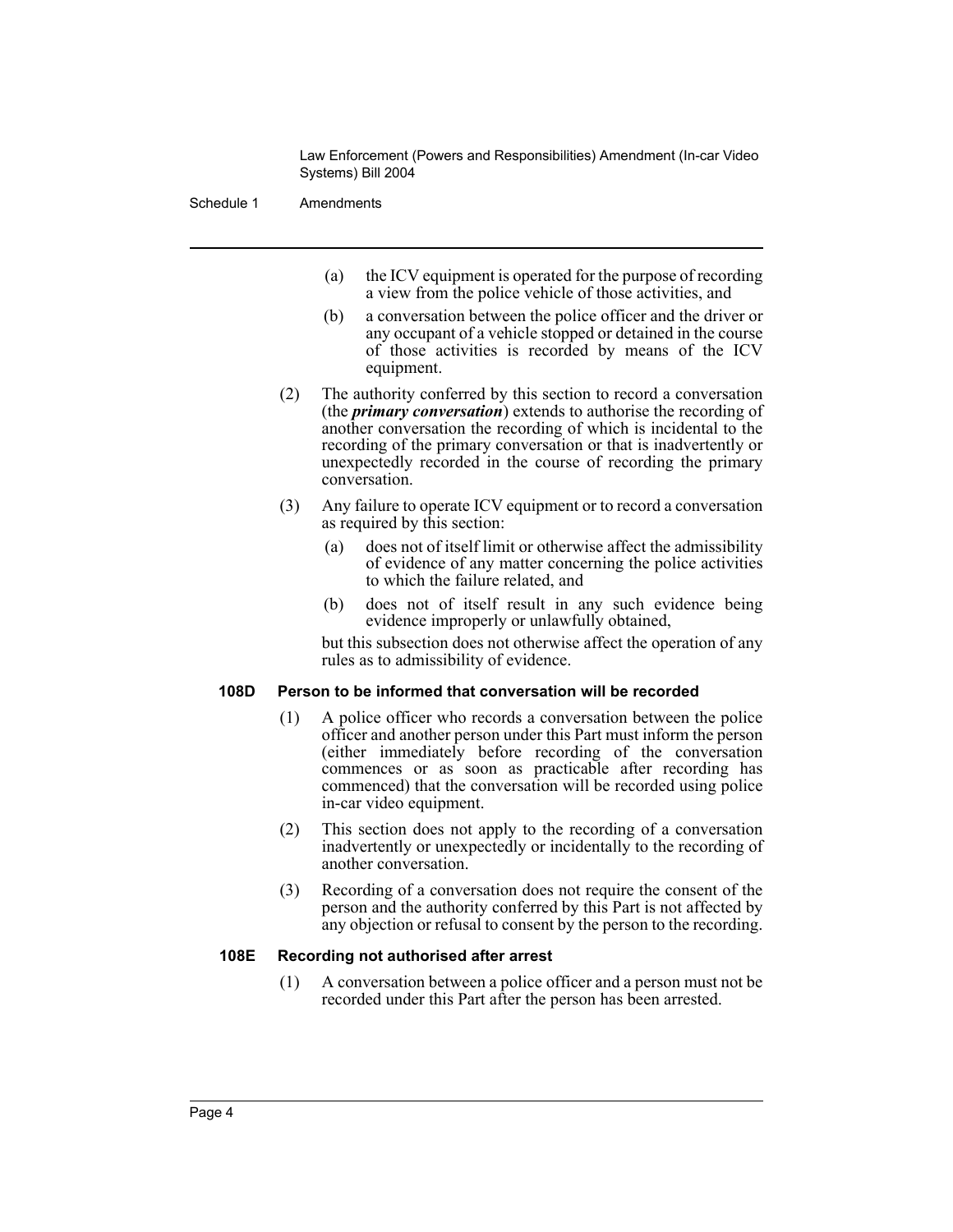(a) the ICV equipment is operated for the purpose of recording a view from the police vehicle of those activities, and

(b) a conversation between the police officer and the driver or any occupant of a vehicle stopped or detained in the course of those activities is recorded by means of the ICV equipment.

(2) The authority conferred by this section to record a conversation (the ***primary conversation***) extends to authorise the recording of another conversation the recording of which is incidental to the recording of the primary conversation or that is inadvertently or unexpectedly recorded in the course of recording the primary conversation.

(3) Any failure to operate ICV equipment or to record a conversation as required by this section:

(a) does not of itself limit or otherwise affect the admissibility of evidence of any matter concerning the police activities to which the failure related, and

(b) does not of itself result in any such evidence being evidence improperly or unlawfully obtained,

but this subsection does not otherwise affect the operation of any rules as to admissibility of evidence.

#### 108D Person to be informed that conversation will be recorded

(1) A police officer who records a conversation between the police officer and another person under this Part must inform the person (either immediately before recording of the conversation commences or as soon as practicable after recording has commenced) that the conversation will be recorded using police in-car video equipment.

(2) This section does not apply to the recording of a conversation inadvertently or unexpectedly or incidentally to the recording of another conversation.

(3) Recording of a conversation does not require the consent of the person and the authority conferred by this Part is not affected by any objection or refusal to consent by the person to the recording.

#### 108E Recording not authorised after arrest

(1) A conversation between a police officer and a person must not be recorded under this Part after the person has been arrested.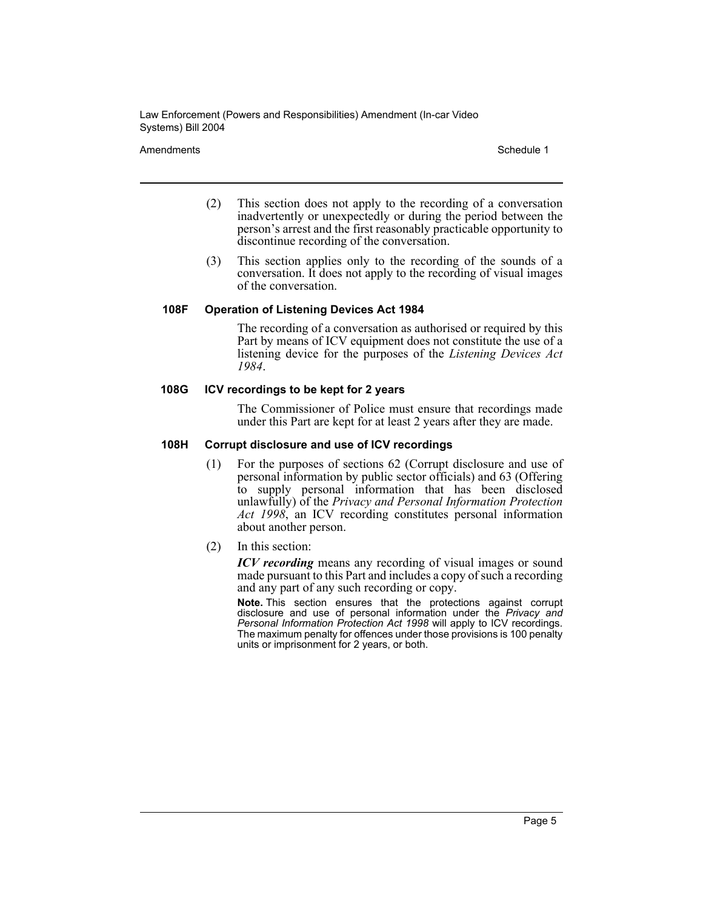(2) This section does not apply to the recording of a conversation inadvertently or unexpectedly or during the period between the person's arrest and the first reasonably practicable opportunity to discontinue recording of the conversation.

(3) This section applies only to the recording of the sounds of a conversation. It does not apply to the recording of visual images of the conversation.

#### 108F Operation of Listening Devices Act 1984

The recording of a conversation as authorised or required by this Part by means of ICV equipment does not constitute the use of a listening device for the purposes of the *Listening Devices Act 1984*.

#### 108G ICV recordings to be kept for 2 years

The Commissioner of Police must ensure that recordings made under this Part are kept for at least 2 years after they are made.

#### 108H Corrupt disclosure and use of ICV recordings

(1) For the purposes of sections 62 (Corrupt disclosure and use of personal information by public sector officials) and 63 (Offering to supply personal information that has been disclosed unlawfully) of the *Privacy and Personal Information Protection Act 1998*, an ICV recording constitutes personal information about another person.

(2) In this section:

***ICV recording*** means any recording of visual images or sound made pursuant to this Part and includes a copy of such a recording and any part of any such recording or copy.

**Note.** This section ensures that the protections against corrupt disclosure and use of personal information under the *Privacy and Personal Information Protection Act 1998* will apply to ICV recordings. The maximum penalty for offences under those provisions is 100 penalty units or imprisonment for 2 years, or both.